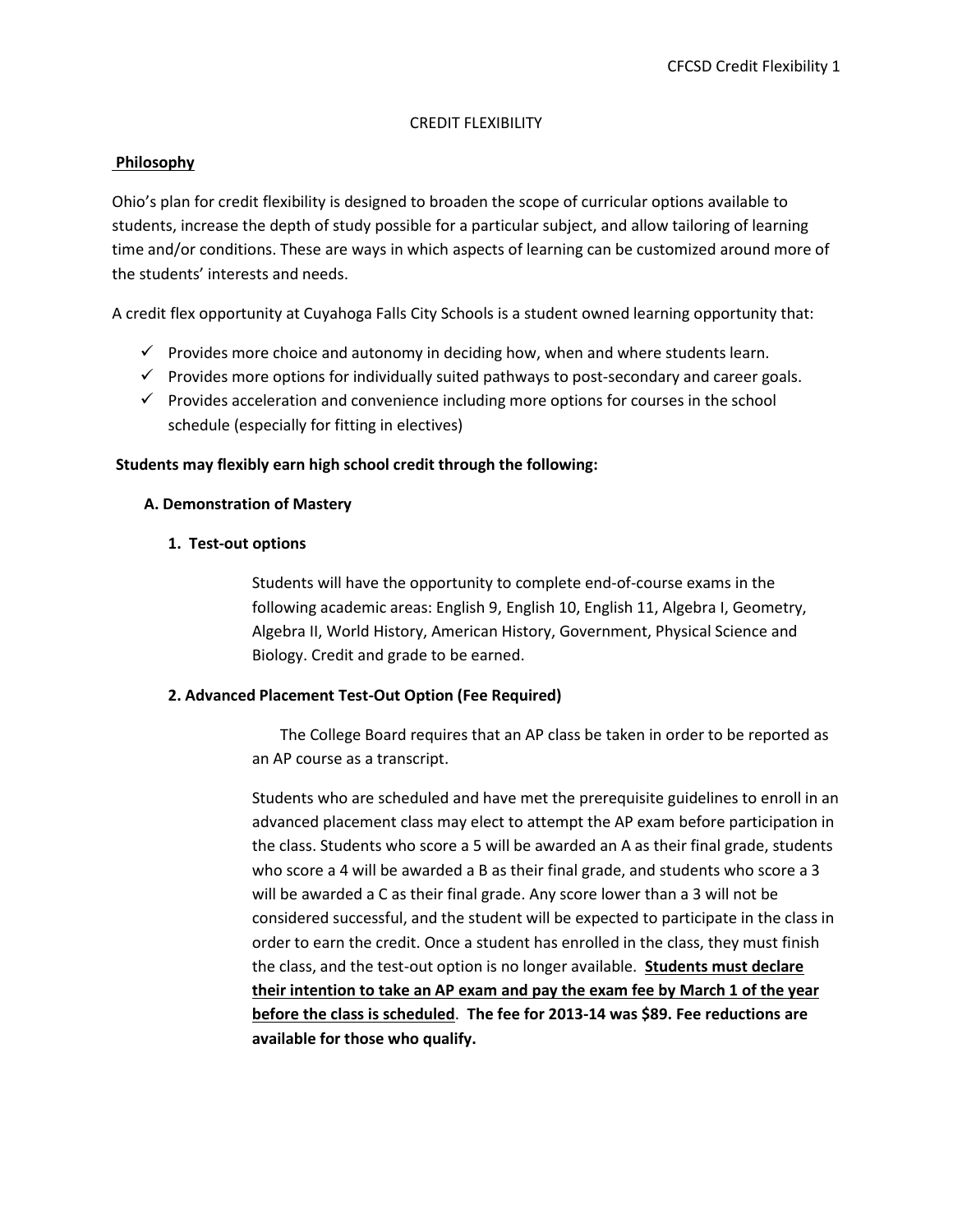# CREDIT FLEXIBILITY

## Philosophy

Ohio's plan for credit flexibility is designed to broaden the scope of curricular options available to students, increase the depth of study possible for a particular subject, and allow tailoring of learning time and/or conditions. These are ways in which aspects of learning can be customized around more of the students' interests and needs.

A credit flex opportunity at Cuyahoga Falls City Schools is a student owned learning opportunity that:

- ✓ Provides more choice and autonomy in deciding how, when and where students learn.
- ✓ Provides more options for individually suited pathways to post-secondary and career goals.
- ✓ Provides acceleration and convenience including more options for courses in the school schedule (especially for fitting in electives)

**Students may flexibly earn high school credit through the following:**

### A. Demonstration of Mastery

#### 1. Test-out options

Students will have the opportunity to complete end-of-course exams in the following academic areas: English 9, English 10, English 11, Algebra I, Geometry, Algebra II, World History, American History, Government, Physical Science and Biology. Credit and grade to be earned.

#### 2. Advanced Placement Test-Out Option (Fee Required)

The College Board requires that an AP class be taken in order to be reported as an AP course as a transcript.

Students who are scheduled and have met the prerequisite guidelines to enroll in an advanced placement class may elect to attempt the AP exam before participation in the class. Students who score a 5 will be awarded an A as their final grade, students who score a 4 will be awarded a B as their final grade, and students who score a 3 will be awarded a C as their final grade. Any score lower than a 3 will not be considered successful, and the student will be expected to participate in the class in order to earn the credit. Once a student has enrolled in the class, they must finish the class, and the test-out option is no longer available. **Students must declare their intention to take an AP exam and pay the exam fee by March 1 of the year before the class is scheduled**. **The fee for 2013-14 was $89. Fee reductions are available for those who qualify.**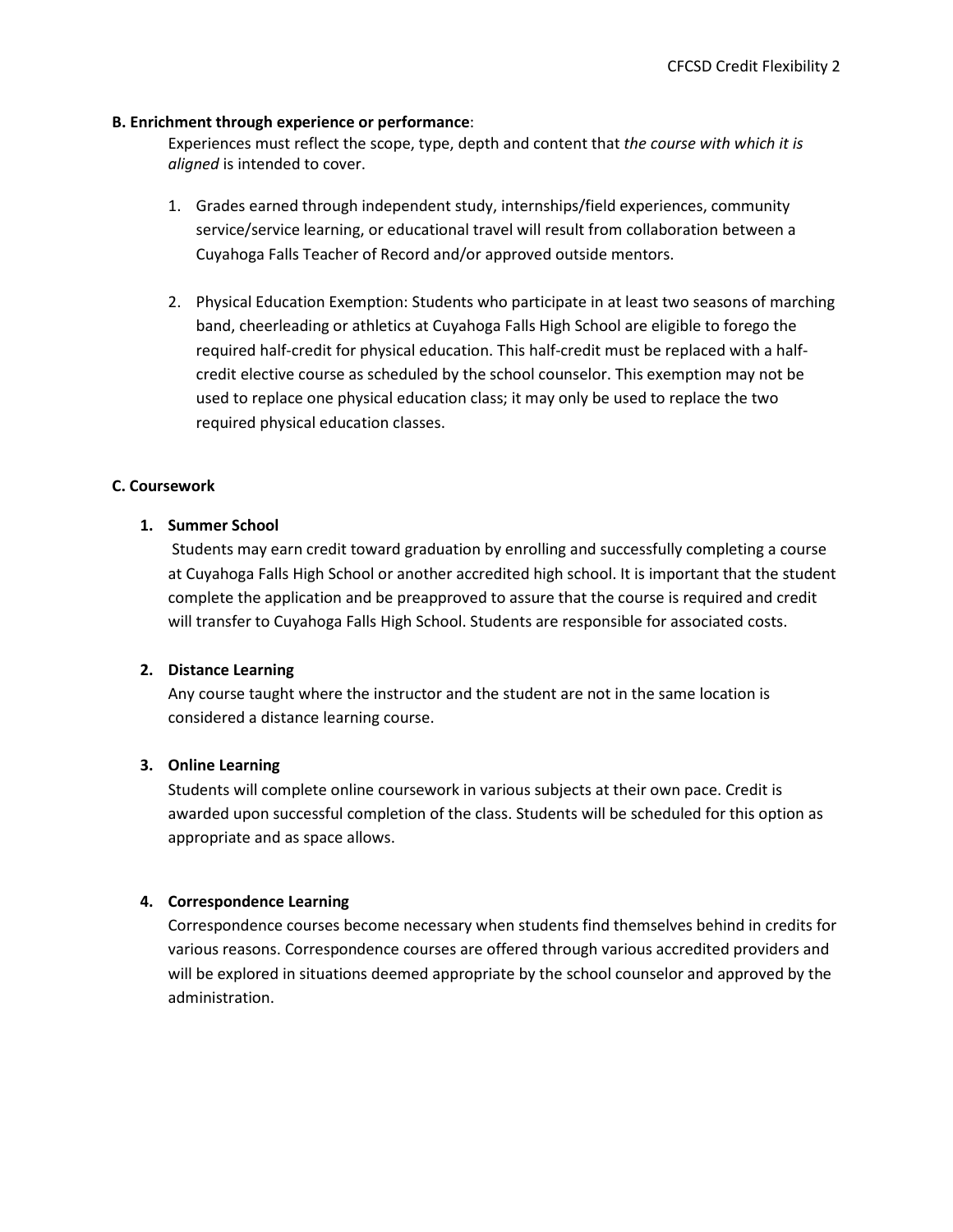**B. Enrichment through experience or performance**:

Experiences must reflect the scope, type, depth and content that *the course with which it is aligned* is intended to cover.

1. Grades earned through independent study, internships/field experiences, community service/service learning, or educational travel will result from collaboration between a Cuyahoga Falls Teacher of Record and/or approved outside mentors.

2. Physical Education Exemption: Students who participate in at least two seasons of marching band, cheerleading or athletics at Cuyahoga Falls High School are eligible to forego the required half-credit for physical education. This half-credit must be replaced with a half-credit elective course as scheduled by the school counselor. This exemption may not be used to replace one physical education class; it may only be used to replace the two required physical education classes.

**C. Coursework**

1. **Summer School**

   Students may earn credit toward graduation by enrolling and successfully completing a course at Cuyahoga Falls High School or another accredited high school. It is important that the student complete the application and be preapproved to assure that the course is required and credit will transfer to Cuyahoga Falls High School. Students are responsible for associated costs.

2. **Distance Learning**

   Any course taught where the instructor and the student are not in the same location is considered a distance learning course.

3. **Online Learning**

   Students will complete online coursework in various subjects at their own pace. Credit is awarded upon successful completion of the class. Students will be scheduled for this option as appropriate and as space allows.

4. **Correspondence Learning**

   Correspondence courses become necessary when students find themselves behind in credits for various reasons. Correspondence courses are offered through various accredited providers and will be explored in situations deemed appropriate by the school counselor and approved by the administration.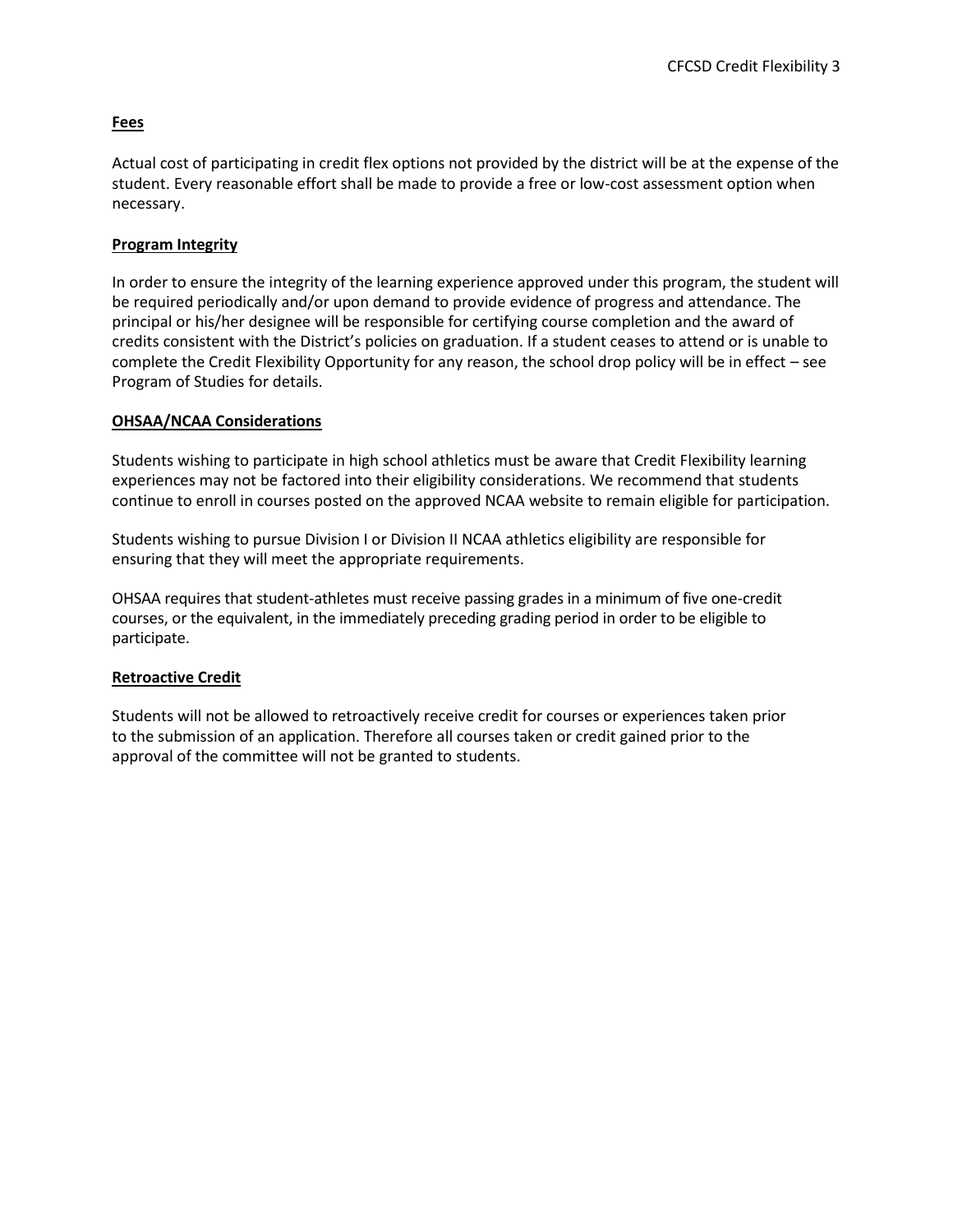## Fees

Actual cost of participating in credit flex options not provided by the district will be at the expense of the student. Every reasonable effort shall be made to provide a free or low-cost assessment option when necessary.

## Program Integrity

In order to ensure the integrity of the learning experience approved under this program, the student will be required periodically and/or upon demand to provide evidence of progress and attendance. The principal or his/her designee will be responsible for certifying course completion and the award of credits consistent with the District's policies on graduation. If a student ceases to attend or is unable to complete the Credit Flexibility Opportunity for any reason, the school drop policy will be in effect – see Program of Studies for details.

## OHSAA/NCAA Considerations

Students wishing to participate in high school athletics must be aware that Credit Flexibility learning experiences may not be factored into their eligibility considerations. We recommend that students continue to enroll in courses posted on the approved NCAA website to remain eligible for participation.

Students wishing to pursue Division I or Division II NCAA athletics eligibility are responsible for ensuring that they will meet the appropriate requirements.

OHSAA requires that student-athletes must receive passing grades in a minimum of five one-credit courses, or the equivalent, in the immediately preceding grading period in order to be eligible to participate.

## Retroactive Credit

Students will not be allowed to retroactively receive credit for courses or experiences taken prior to the submission of an application. Therefore all courses taken or credit gained prior to the approval of the committee will not be granted to students.